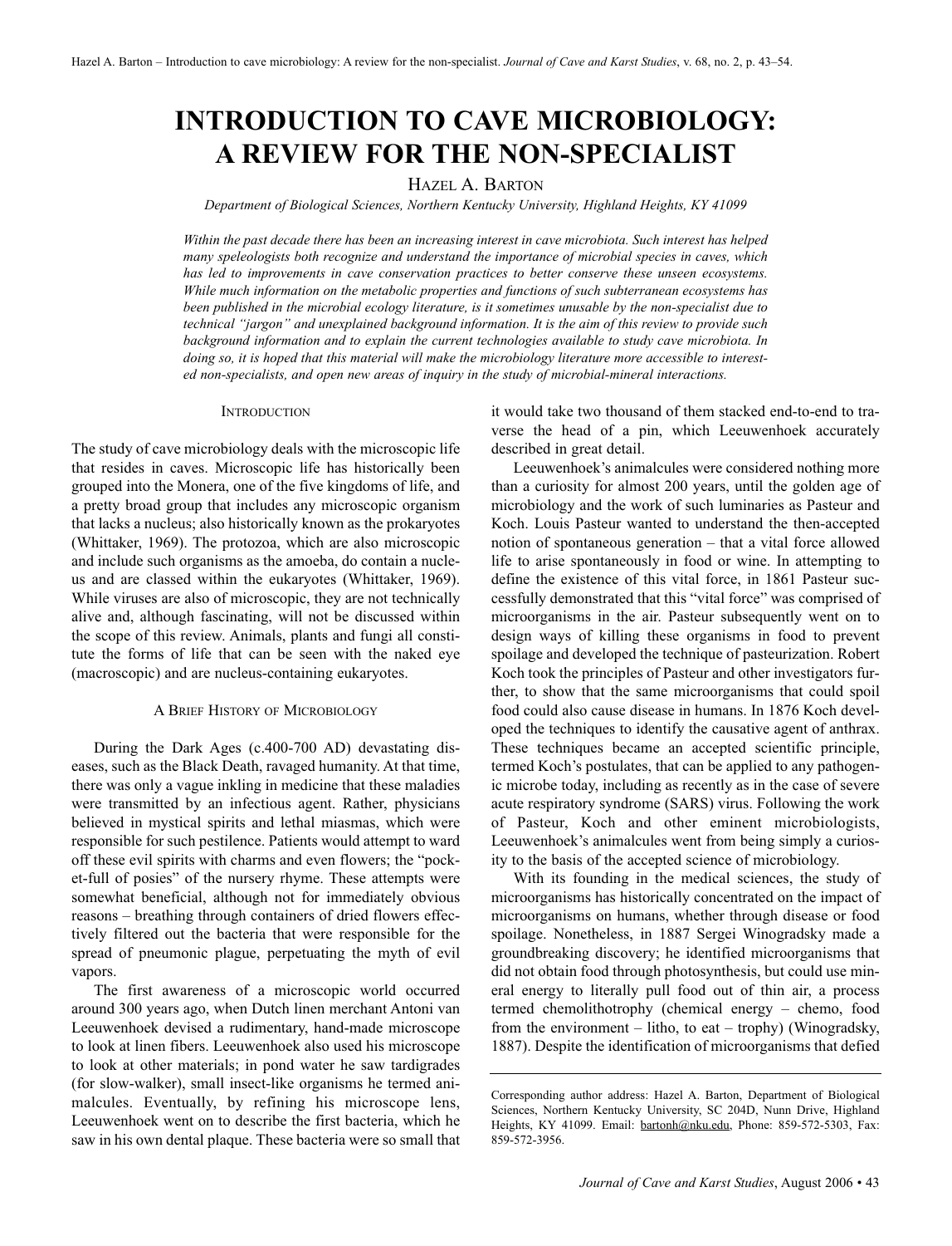# INTRODUCTION TO CAVE MICROBIOLOGY: A REVIEW FOR THE NON-SPECIALIST

HAZEL A. BARTON

*Department of Biological Sciences, Northern Kentucky University, Highland Heights, KY 41099*

*Within the past decade there has been an increasing interest in cave microbiota. Such interest has helped many speleologists both recognize and understand the importance of microbial species in caves, which has led to improvements in cave conservation practices to better conserve these unseen ecosystems. While much information on the metabolic properties and functions of such subterranean ecosystems has been published in the microbial ecology literature, is it sometimes unusable by the non-specialist due to technical "jargon" and unexplained background information. It is the aim of this review to provide such background information and to explain the current technologies available to study cave microbiota. In doing so, it is hoped that this material will make the microbiology literature more accessible to interested non-specialists, and open new areas of inquiry in the study of microbial-mineral interactions.*

## INTRODUCTION

The study of cave microbiology deals with the microscopic life that resides in caves. Microscopic life has historically been grouped into the Monera, one of the five kingdoms of life, and a pretty broad group that includes any microscopic organism that lacks a nucleus; also historically known as the prokaryotes (Whittaker, 1969). The protozoa, which are also microscopic and include such organisms as the amoeba, do contain a nucleus and are classed within the eukaryotes (Whittaker, 1969). While viruses are also of microscopic, they are not technically alive and, although fascinating, will not be discussed within the scope of this review. Animals, plants and fungi all constitute the forms of life that can be seen with the naked eye (macroscopic) and are nucleus-containing eukaryotes.

## A BRIEF HISTORY OF MICROBIOLOGY

During the Dark Ages (c.400-700 AD) devastating diseases, such as the Black Death, ravaged humanity. At that time, there was only a vague inkling in medicine that these maladies were transmitted by an infectious agent. Rather, physicians believed in mystical spirits and lethal miasmas, which were responsible for such pestilence. Patients would attempt to ward off these evil spirits with charms and even flowers; the "pocket-full of posies" of the nursery rhyme. These attempts were somewhat beneficial, although not for immediately obvious reasons – breathing through containers of dried flowers effectively filtered out the bacteria that were responsible for the spread of pneumonic plague, perpetuating the myth of evil vapors.

The first awareness of a microscopic world occurred around 300 years ago, when Dutch linen merchant Antoni van Leeuwenhoek devised a rudimentary, hand-made microscope to look at linen fibers. Leeuwenhoek also used his microscope to look at other materials; in pond water he saw tardigrades (for slow-walker), small insect-like organisms he termed animalcules. Eventually, by refining his microscope lens, Leeuwenhoek went on to describe the first bacteria, which he saw in his own dental plaque. These bacteria were so small that it would take two thousand of them stacked end-to-end to traverse the head of a pin, which Leeuwenhoek accurately described in great detail.

Leeuwenhoek's animalcules were considered nothing more than a curiosity for almost 200 years, until the golden age of microbiology and the work of such luminaries as Pasteur and Koch. Louis Pasteur wanted to understand the then-accepted notion of spontaneous generation – that a vital force allowed life to arise spontaneously in food or wine. In attempting to define the existence of this vital force, in 1861 Pasteur successfully demonstrated that this "vital force" was comprised of microorganisms in the air. Pasteur subsequently went on to design ways of killing these organisms in food to prevent spoilage and developed the technique of pasteurization. Robert Koch took the principles of Pasteur and other investigators further, to show that the same microorganisms that could spoil food could also cause disease in humans. In 1876 Koch developed the techniques to identify the causative agent of anthrax. These techniques became an accepted scientific principle, termed Koch's postulates, that can be applied to any pathogenic microbe today, including as recently as in the case of severe acute respiratory syndrome (SARS) virus. Following the work of Pasteur, Koch and other eminent microbiologists, Leeuwenhoek's animalcules went from being simply a curiosity to the basis of the accepted science of microbiology.

With its founding in the medical sciences, the study of microorganisms has historically concentrated on the impact of microorganisms on humans, whether through disease or food spoilage. Nonetheless, in 1887 Sergei Winogradsky made a groundbreaking discovery; he identified microorganisms that did not obtain food through photosynthesis, but could use mineral energy to literally pull food out of thin air, a process termed chemolithotrophy (chemical energy – chemo, food from the environment – litho, to eat – trophy) (Winogradsky, 1887). Despite the identification of microorganisms that defied

---

Corresponding author address: Hazel A. Barton, Department of Biological Sciences, Northern Kentucky University, SC 204D, Nunn Drive, Highland Heights, KY 41099. Email: bartonh@nku.edu, Phone: 859-572-5303, Fax: 859-572-3956.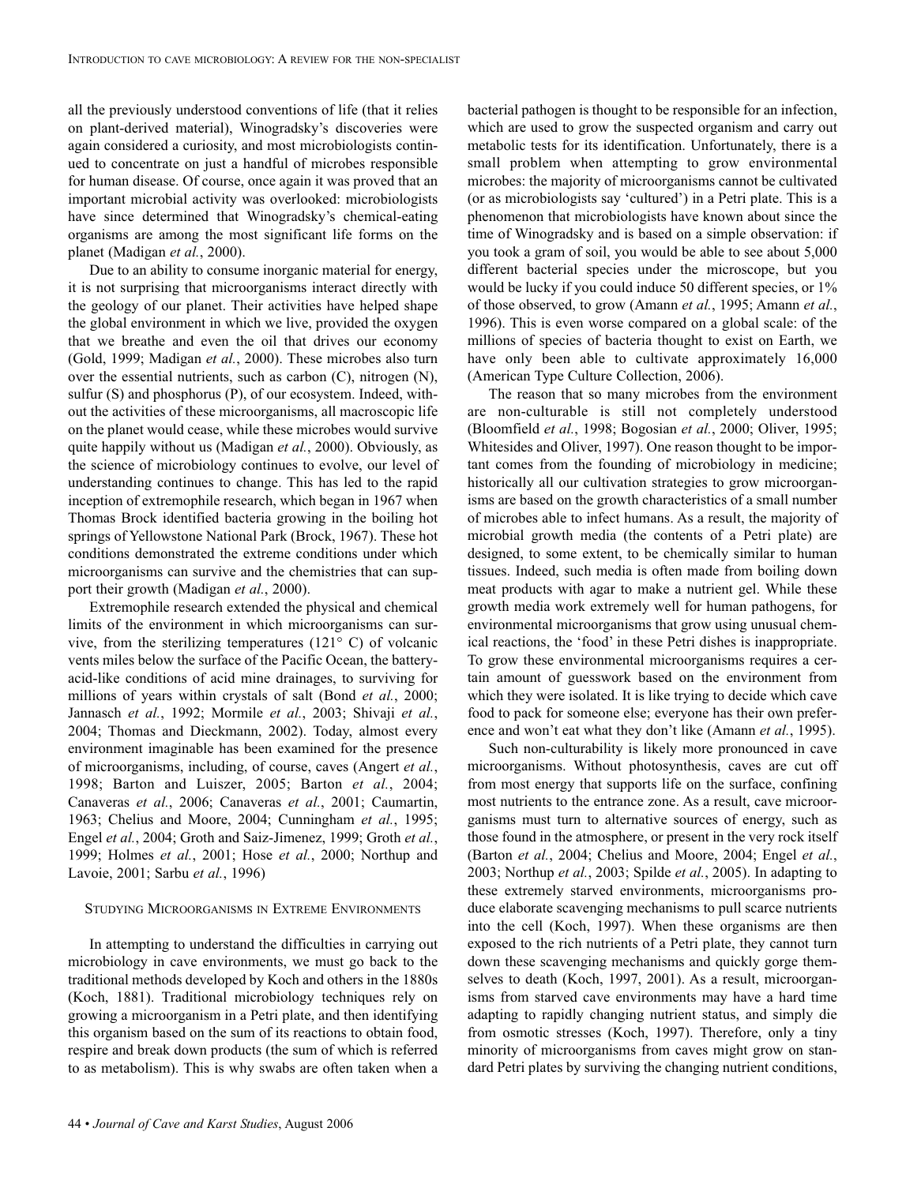all the previously understood conventions of life (that it relies on plant-derived material), Winogradsky's discoveries were again considered a curiosity, and most microbiologists continued to concentrate on just a handful of microbes responsible for human disease. Of course, once again it was proved that an important microbial activity was overlooked: microbiologists have since determined that Winogradsky's chemical-eating organisms are among the most significant life forms on the planet (Madigan *et al.*, 2000).

Due to an ability to consume inorganic material for energy, it is not surprising that microorganisms interact directly with the geology of our planet. Their activities have helped shape the global environment in which we live, provided the oxygen that we breathe and even the oil that drives our economy (Gold, 1999; Madigan *et al.*, 2000). These microbes also turn over the essential nutrients, such as carbon (C), nitrogen (N), sulfur (S) and phosphorus (P), of our ecosystem. Indeed, without the activities of these microorganisms, all macroscopic life on the planet would cease, while these microbes would survive quite happily without us (Madigan *et al.*, 2000). Obviously, as the science of microbiology continues to evolve, our level of understanding continues to change. This has led to the rapid inception of extremophile research, which began in 1967 when Thomas Brock identified bacteria growing in the boiling hot springs of Yellowstone National Park (Brock, 1967). These hot conditions demonstrated the extreme conditions under which microorganisms can survive and the chemistries that can support their growth (Madigan *et al.*, 2000).

Extremophile research extended the physical and chemical limits of the environment in which microorganisms can survive, from the sterilizing temperatures (121° C) of volcanic vents miles below the surface of the Pacific Ocean, the battery-acid-like conditions of acid mine drainages, to surviving for millions of years within crystals of salt (Bond *et al.*, 2000; Jannasch *et al.*, 1992; Mormile *et al.*, 2003; Shivaji *et al.*, 2004; Thomas and Dieckmann, 2002). Today, almost every environment imaginable has been examined for the presence of microorganisms, including, of course, caves (Angert *et al.*, 1998; Barton and Luiszer, 2005; Barton *et al.*, 2004; Canaveras *et al.*, 2006; Canaveras *et al.*, 2001; Caumartin, 1963; Chelius and Moore, 2004; Cunningham *et al.*, 1995; Engel *et al.*, 2004; Groth and Saiz-Jimenez, 1999; Groth *et al.*, 1999; Holmes *et al.*, 2001; Hose *et al.*, 2000; Northup and Lavoie, 2001; Sarbu *et al.*, 1996)

## Studying Microorganisms in Extreme Environments

In attempting to understand the difficulties in carrying out microbiology in cave environments, we must go back to the traditional methods developed by Koch and others in the 1880s (Koch, 1881). Traditional microbiology techniques rely on growing a microorganism in a Petri plate, and then identifying this organism based on the sum of its reactions to obtain food, respire and break down products (the sum of which is referred to as metabolism). This is why swabs are often taken when a bacterial pathogen is thought to be responsible for an infection, which are used to grow the suspected organism and carry out metabolic tests for its identification. Unfortunately, there is a small problem when attempting to grow environmental microbes: the majority of microorganisms cannot be cultivated (or as microbiologists say 'cultured') in a Petri plate. This is a phenomenon that microbiologists have known about since the time of Winogradsky and is based on a simple observation: if you took a gram of soil, you would be able to see about 5,000 different bacterial species under the microscope, but you would be lucky if you could induce 50 different species, or 1% of those observed, to grow (Amann *et al.*, 1995; Amann *et al.*, 1996). This is even worse compared on a global scale: of the millions of species of bacteria thought to exist on Earth, we have only been able to cultivate approximately 16,000 (American Type Culture Collection, 2006).

The reason that so many microbes from the environment are non-culturable is still not completely understood (Bloomfield *et al.*, 1998; Bogosian *et al.*, 2000; Oliver, 1995; Whitesides and Oliver, 1997). One reason thought to be important comes from the founding of microbiology in medicine; historically all our cultivation strategies to grow microorganisms are based on the growth characteristics of a small number of microbes able to infect humans. As a result, the majority of microbial growth media (the contents of a Petri plate) are designed, to some extent, to be chemically similar to human tissues. Indeed, such media is often made from boiling down meat products with agar to make a nutrient gel. While these growth media work extremely well for human pathogens, for environmental microorganisms that grow using unusual chemical reactions, the 'food' in these Petri dishes is inappropriate. To grow these environmental microorganisms requires a certain amount of guesswork based on the environment from which they were isolated. It is like trying to decide which cave food to pack for someone else; everyone has their own preference and won't eat what they don't like (Amann *et al.*, 1995).

Such non-culturability is likely more pronounced in cave microorganisms. Without photosynthesis, caves are cut off from most energy that supports life on the surface, confining most nutrients to the entrance zone. As a result, cave microorganisms must turn to alternative sources of energy, such as those found in the atmosphere, or present in the very rock itself (Barton *et al.*, 2004; Chelius and Moore, 2004; Engel *et al.*, 2003; Northup *et al.*, 2003; Spilde *et al.*, 2005). In adapting to these extremely starved environments, microorganisms produce elaborate scavenging mechanisms to pull scarce nutrients into the cell (Koch, 1997). When these organisms are then exposed to the rich nutrients of a Petri plate, they cannot turn down these scavenging mechanisms and quickly gorge themselves to death (Koch, 1997, 2001). As a result, microorganisms from starved cave environments may have a hard time adapting to rapidly changing nutrient status, and simply die from osmotic stresses (Koch, 1997). Therefore, only a tiny minority of microorganisms from caves might grow on standard Petri plates by surviving the changing nutrient conditions,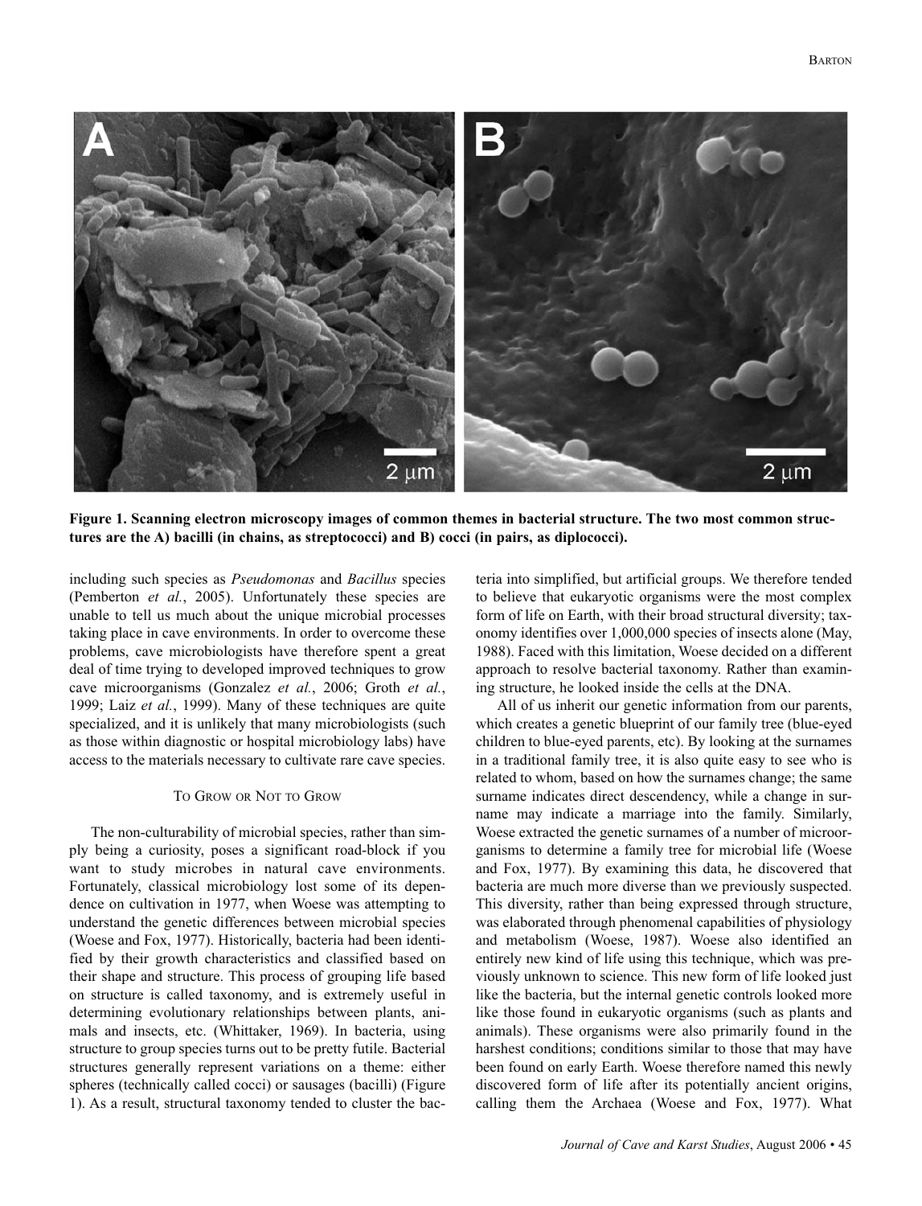**Figure 1. Scanning electron microscopy images of common themes in bacterial structure. The two most common structures are the A) bacilli (in chains, as streptococci) and B) cocci (in pairs, as diplococci).**

including such species as *Pseudomonas* and *Bacillus* species (Pemberton *et al.*, 2005). Unfortunately these species are unable to tell us much about the unique microbial processes taking place in cave environments. In order to overcome these problems, cave microbiologists have therefore spent a great deal of time trying to developed improved techniques to grow cave microorganisms (Gonzalez *et al.*, 2006; Groth *et al.*, 1999; Laiz *et al.*, 1999). Many of these techniques are quite specialized, and it is unlikely that many microbiologists (such as those within diagnostic or hospital microbiology labs) have access to the materials necessary to cultivate rare cave species.

## To Grow or Not to Grow

The non-culturability of microbial species, rather than simply being a curiosity, poses a significant road-block if you want to study microbes in natural cave environments. Fortunately, classical microbiology lost some of its dependence on cultivation in 1977, when Woese was attempting to understand the genetic differences between microbial species (Woese and Fox, 1977). Historically, bacteria had been identified by their growth characteristics and classified based on their shape and structure. This process of grouping life based on structure is called taxonomy, and is extremely useful in determining evolutionary relationships between plants, animals and insects, etc. (Whittaker, 1969). In bacteria, using structure to group species turns out to be pretty futile. Bacterial structures generally represent variations on a theme: either spheres (technically called cocci) or sausages (bacilli) (Figure 1). As a result, structural taxonomy tended to cluster the bacteria into simplified, but artificial groups. We therefore tended to believe that eukaryotic organisms were the most complex form of life on Earth, with their broad structural diversity; taxonomy identifies over 1,000,000 species of insects alone (May, 1988). Faced with this limitation, Woese decided on a different approach to resolve bacterial taxonomy. Rather than examining structure, he looked inside the cells at the DNA.

All of us inherit our genetic information from our parents, which creates a genetic blueprint of our family tree (blue-eyed children to blue-eyed parents, etc). By looking at the surnames in a traditional family tree, it is also quite easy to see who is related to whom, based on how the surnames change; the same surname indicates direct descendency, while a change in surname may indicate a marriage into the family. Similarly, Woese extracted the genetic surnames of a number of microorganisms to determine a family tree for microbial life (Woese and Fox, 1977). By examining this data, he discovered that bacteria are much more diverse than we previously suspected. This diversity, rather than being expressed through structure, was elaborated through phenomenal capabilities of physiology and metabolism (Woese, 1987). Woese also identified an entirely new kind of life using this technique, which was previously unknown to science. This new form of life looked just like the bacteria, but the internal genetic controls looked more like those found in eukaryotic organisms (such as plants and animals). These organisms were also primarily found in the harshest conditions; conditions similar to those that may have been found on early Earth. Woese therefore named this newly discovered form of life after its potentially ancient origins, calling them the Archaea (Woese and Fox, 1977). What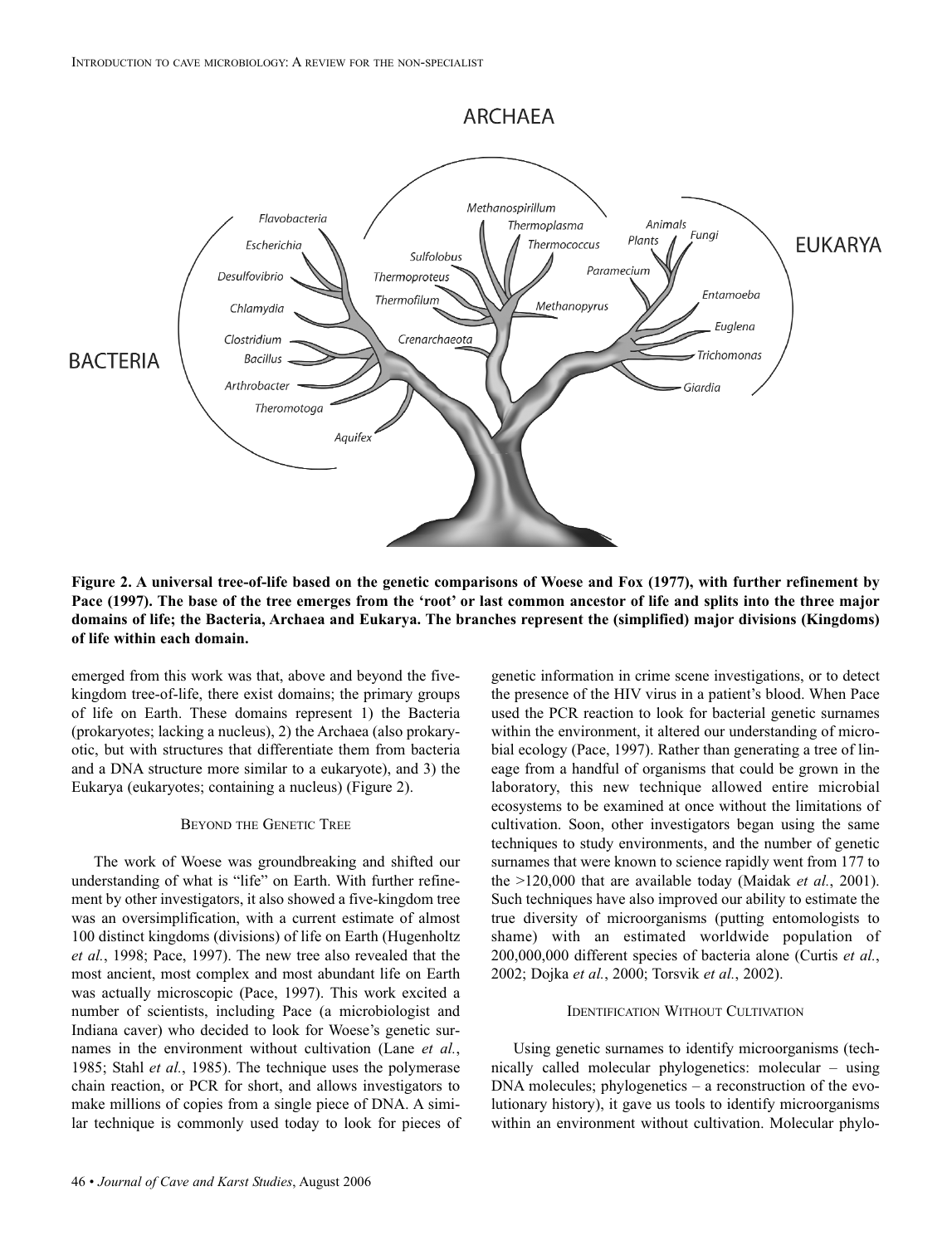**Figure 2. A universal tree-of-life based on the genetic comparisons of Woese and Fox (1977), with further refinement by Pace (1997). The base of the tree emerges from the 'root' or last common ancestor of life and splits into the three major domains of life; the Bacteria, Archaea and Eukarya. The branches represent the (simplified) major divisions (Kingdoms) of life within each domain.**

emerged from this work was that, above and beyond the five-kingdom tree-of-life, there exist domains; the primary groups of life on Earth. These domains represent 1) the Bacteria (prokaryotes; lacking a nucleus), 2) the Archaea (also prokaryotic, but with structures that differentiate them from bacteria and a DNA structure more similar to a eukaryote), and 3) the Eukarya (eukaryotes; containing a nucleus) (Figure 2).

## Beyond the Genetic Tree

The work of Woese was groundbreaking and shifted our understanding of what is "life" on Earth. With further refinement by other investigators, it also showed a five-kingdom tree was an oversimplification, with a current estimate of almost 100 distinct kingdoms (divisions) of life on Earth (Hugenholtz *et al.*, 1998; Pace, 1997). The new tree also revealed that the most ancient, most complex and most abundant life on Earth was actually microscopic (Pace, 1997). This work excited a number of scientists, including Pace (a microbiologist and Indiana caver) who decided to look for Woese's genetic surnames in the environment without cultivation (Lane *et al.*, 1985; Stahl *et al.*, 1985). The technique uses the polymerase chain reaction, or PCR for short, and allows investigators to make millions of copies from a single piece of DNA. A similar technique is commonly used today to look for pieces of genetic information in crime scene investigations, or to detect the presence of the HIV virus in a patient's blood. When Pace used the PCR reaction to look for bacterial genetic surnames within the environment, it altered our understanding of microbial ecology (Pace, 1997). Rather than generating a tree of lineage from a handful of organisms that could be grown in the laboratory, this new technique allowed entire microbial ecosystems to be examined at once without the limitations of cultivation. Soon, other investigators began using the same techniques to study environments, and the number of genetic surnames that were known to science rapidly went from 177 to the >120,000 that are available today (Maidak *et al.*, 2001). Such techniques have also improved our ability to estimate the true diversity of microorganisms (putting entomologists to shame) with an estimated worldwide population of 200,000,000 different species of bacteria alone (Curtis *et al.*, 2002; Dojka *et al.*, 2000; Torsvik *et al.*, 2002).

## Identification Without Cultivation

Using genetic surnames to identify microorganisms (technically called molecular phylogenetics: molecular – using DNA molecules; phylogenetics – a reconstruction of the evolutionary history), it gave us tools to identify microorganisms within an environment without cultivation. Molecular phylo-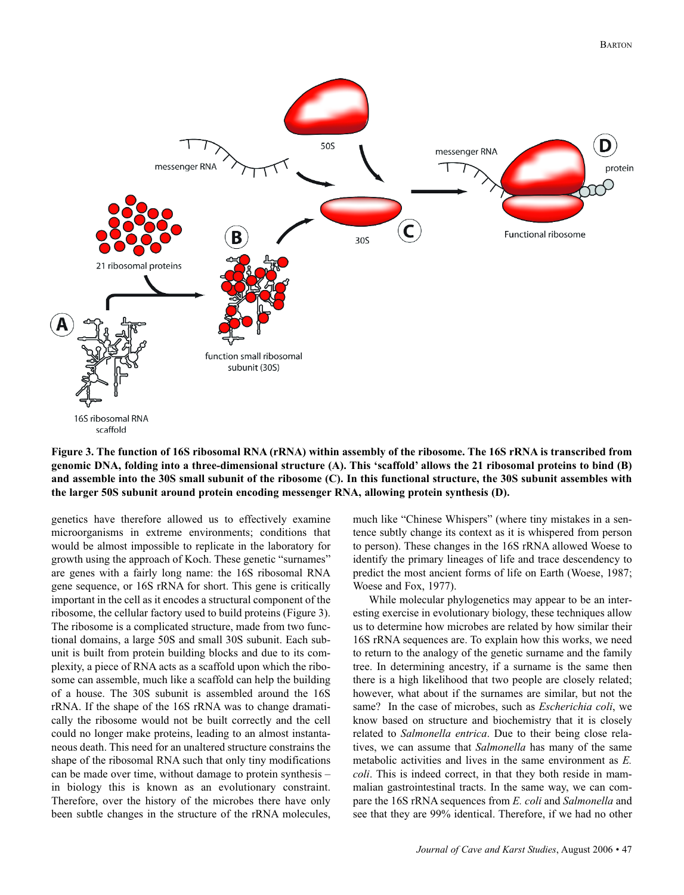**Figure 3. The function of 16S ribosomal RNA (rRNA) within assembly of the ribosome. The 16S rRNA is transcribed from genomic DNA, folding into a three-dimensional structure (A). This 'scaffold' allows the 21 ribosomal proteins to bind (B) and assemble into the 30S small subunit of the ribosome (C). In this functional structure, the 30S subunit assembles with the larger 50S subunit around protein encoding messenger RNA, allowing protein synthesis (D).**

genetics have therefore allowed us to effectively examine microorganisms in extreme environments; conditions that would be almost impossible to replicate in the laboratory for growth using the approach of Koch. These genetic "surnames" are genes with a fairly long name: the 16S ribosomal RNA gene sequence, or 16S rRNA for short. This gene is critically important in the cell as it encodes a structural component of the ribosome, the cellular factory used to build proteins (Figure 3). The ribosome is a complicated structure, made from two functional domains, a large 50S and small 30S subunit. Each subunit is built from protein building blocks and due to its complexity, a piece of RNA acts as a scaffold upon which the ribosome can assemble, much like a scaffold can help the building of a house. The 30S subunit is assembled around the 16S rRNA. If the shape of the 16S rRNA was to change dramatically the ribosome would not be built correctly and the cell could no longer make proteins, leading to an almost instantaneous death. This need for an unaltered structure constrains the shape of the ribosomal RNA such that only tiny modifications can be made over time, without damage to protein synthesis – in biology this is known as an evolutionary constraint. Therefore, over the history of the microbes there have only been subtle changes in the structure of the rRNA molecules, much like "Chinese Whispers" (where tiny mistakes in a sentence subtly change its context as it is whispered from person to person). These changes in the 16S rRNA allowed Woese to identify the primary lineages of life and trace descendency to predict the most ancient forms of life on Earth (Woese, 1987; Woese and Fox, 1977).

While molecular phylogenetics may appear to be an interesting exercise in evolutionary biology, these techniques allow us to determine how microbes are related by how similar their 16S rRNA sequences are. To explain how this works, we need to return to the analogy of the genetic surname and the family tree. In determining ancestry, if a surname is the same then there is a high likelihood that two people are closely related; however, what about if the surnames are similar, but not the same? In the case of microbes, such as *Escherichia coli*, we know based on structure and biochemistry that it is closely related to *Salmonella entrica*. Due to their being close relatives, we can assume that *Salmonella* has many of the same metabolic activities and lives in the same environment as *E. coli*. This is indeed correct, in that they both reside in mammalian gastrointestinal tracts. In the same way, we can compare the 16S rRNA sequences from *E. coli* and *Salmonella* and see that they are 99% identical. Therefore, if we had no other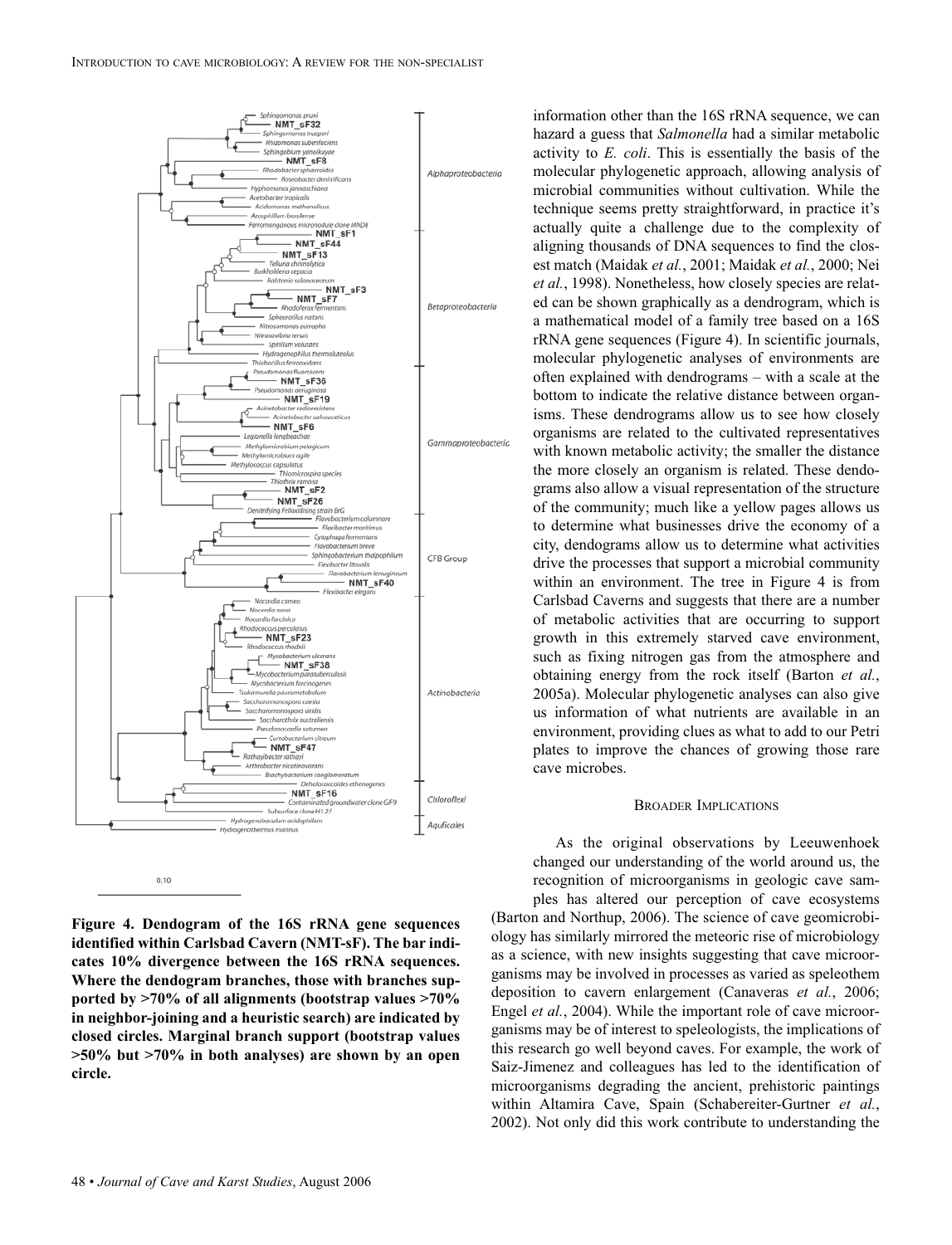information other than the 16S rRNA sequence, we can hazard a guess that *Salmonella* had a similar metabolic activity to *E. coli*. This is essentially the basis of the molecular phylogenetic approach, allowing analysis of microbial communities without cultivation. While the technique seems pretty straightforward, in practice it's actually quite a challenge due to the complexity of aligning thousands of DNA sequences to find the closest match (Maidak *et al.*, 2001; Maidak *et al.*, 2000; Nei *et al.*, 1998). Nonetheless, how closely species are related can be shown graphically as a dendrogram, which is a mathematical model of a family tree based on a 16S rRNA gene sequences (Figure 4). In scientific journals, molecular phylogenetic analyses of environments are often explained with dendrograms – with a scale at the bottom to indicate the relative distance between organisms. These dendrograms allow us to see how closely organisms are related to the cultivated representatives with known metabolic activity; the smaller the distance the more closely an organism is related. These dendrograms also allow a visual representation of the structure of the community; much like a yellow pages allows us to determine what businesses drive the economy of a city, dendograms allow us to determine what activities drive the processes that support a microbial community within an environment. The tree in Figure 4 is from Carlsbad Caverns and suggests that there are a number of metabolic activities that are occurring to support growth in this extremely starved cave environment, such as fixing nitrogen gas from the atmosphere and obtaining energy from the rock itself (Barton *et al.*, 2005a). Molecular phylogenetic analyses can also give us information of what nutrients are available in an environment, providing clues as what to add to our Petri plates to improve the chances of growing those rare cave microbes.

**Figure 4. Dendogram of the 16S rRNA gene sequences identified within Carlsbad Cavern (NMT-sF). The bar indicates 10% divergence between the 16S rRNA sequences. Where the dendogram branches, those with branches supported by >70% of all alignments (bootstrap values >70% in neighbor-joining and a heuristic search) are indicated by closed circles. Marginal branch support (bootstrap values >50% but >70% in both analyses) are shown by an open circle.**

## Broader Implications

As the original observations by Leeuwenhoek changed our understanding of the world around us, the recognition of microorganisms in geologic cave samples has altered our perception of cave ecosystems (Barton and Northup, 2006). The science of cave geomicrobiology has similarly mirrored the meteoric rise of microbiology as a science, with new insights suggesting that cave microorganisms may be involved in processes as varied as speleothem deposition to cavern enlargement (Canaveras *et al.*, 2006; Engel *et al.*, 2004). While the important role of cave microorganisms may be of interest to speleologists, the implications of this research go well beyond caves. For example, the work of Saiz-Jimenez and colleagues has led to the identification of microorganisms degrading the ancient, prehistoric paintings within Altamira Cave, Spain (Schabereiter-Gurtner *et al.*, 2002). Not only did this work contribute to understanding the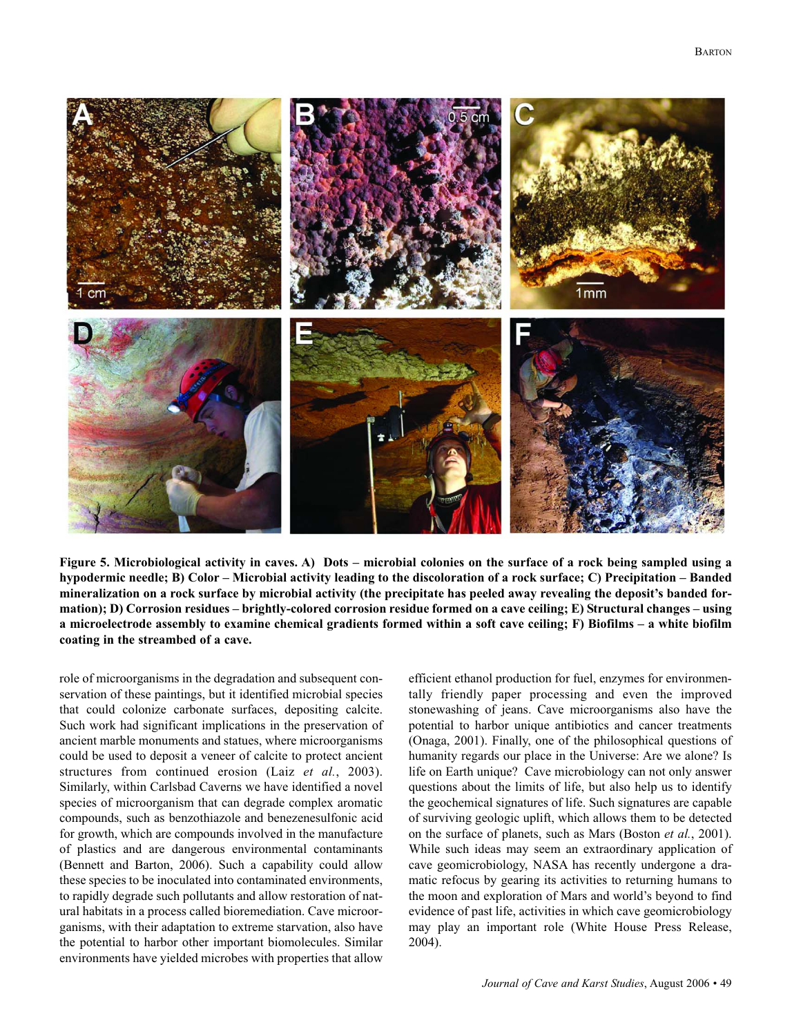**Figure 5. Microbiological activity in caves. A) Dots – microbial colonies on the surface of a rock being sampled using a hypodermic needle; B) Color – Microbial activity leading to the discoloration of a rock surface; C) Precipitation – Banded mineralization on a rock surface by microbial activity (the precipitate has peeled away revealing the deposit's banded formation); D) Corrosion residues – brightly-colored corrosion residue formed on a cave ceiling; E) Structural changes – using a microelectrode assembly to examine chemical gradients formed within a soft cave ceiling; F) Biofilms – a white biofilm coating in the streambed of a cave.**

role of microorganisms in the degradation and subsequent conservation of these paintings, but it identified microbial species that could colonize carbonate surfaces, depositing calcite. Such work had significant implications in the preservation of ancient marble monuments and statues, where microorganisms could be used to deposit a veneer of calcite to protect ancient structures from continued erosion (Laiz *et al.*, 2003). Similarly, within Carlsbad Caverns we have identified a novel species of microorganism that can degrade complex aromatic compounds, such as benzothiazole and benezenesulfonic acid for growth, which are compounds involved in the manufacture of plastics and are dangerous environmental contaminants (Bennett and Barton, 2006). Such a capability could allow these species to be inoculated into contaminated environments, to rapidly degrade such pollutants and allow restoration of natural habitats in a process called bioremediation. Cave microorganisms, with their adaptation to extreme starvation, also have the potential to harbor other important biomolecules. Similar environments have yielded microbes with properties that allow efficient ethanol production for fuel, enzymes for environmentally friendly paper processing and even the improved stonewashing of jeans. Cave microorganisms also have the potential to harbor unique antibiotics and cancer treatments (Onaga, 2001). Finally, one of the philosophical questions of humanity regards our place in the Universe: Are we alone? Is life on Earth unique? Cave microbiology can not only answer questions about the limits of life, but also help us to identify the geochemical signatures of life. Such signatures are capable of surviving geologic uplift, which allows them to be detected on the surface of planets, such as Mars (Boston *et al.*, 2001). While such ideas may seem an extraordinary application of cave geomicrobiology, NASA has recently undergone a dramatic refocus by gearing its activities to returning humans to the moon and exploration of Mars and world's beyond to find evidence of past life, activities in which cave geomicrobiology may play an important role (White House Press Release, 2004).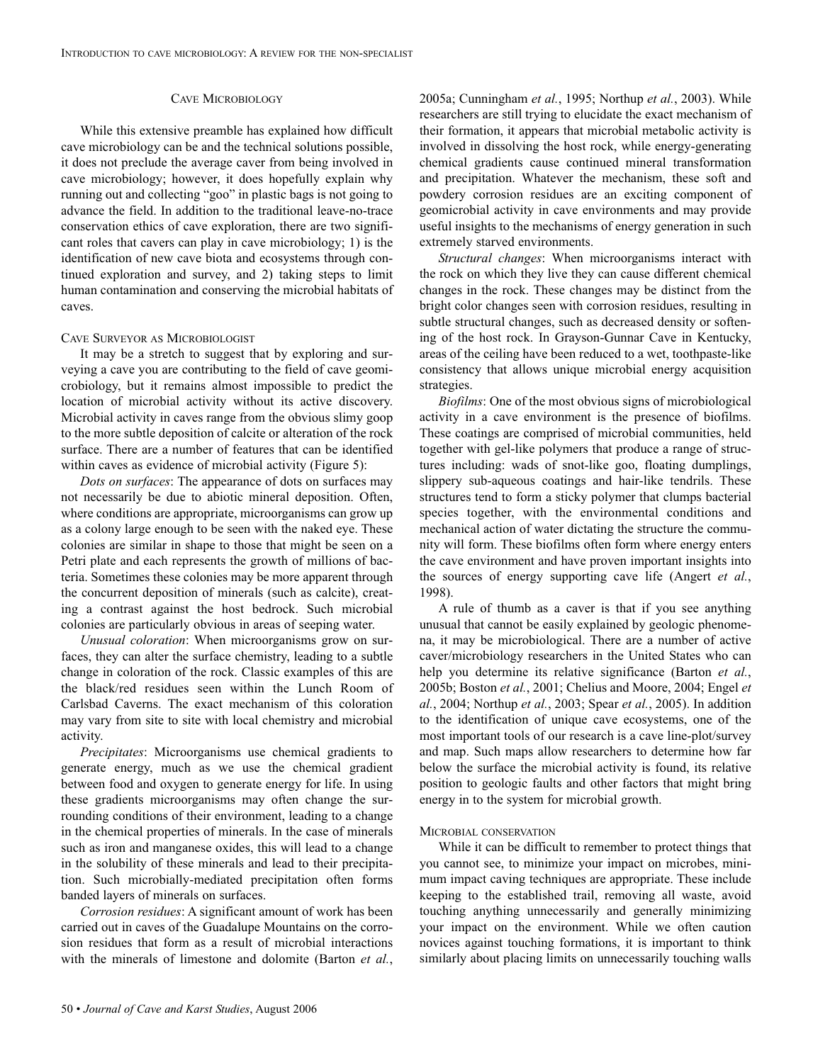## Cave Microbiology

While this extensive preamble has explained how difficult cave microbiology can be and the technical solutions possible, it does not preclude the average caver from being involved in cave microbiology; however, it does hopefully explain why running out and collecting "goo" in plastic bags is not going to advance the field. In addition to the traditional leave-no-trace conservation ethics of cave exploration, there are two significant roles that cavers can play in cave microbiology; 1) is the identification of new cave biota and ecosystems through continued exploration and survey, and 2) taking steps to limit human contamination and conserving the microbial habitats of caves.

### Cave Surveyor as Microbiologist

It may be a stretch to suggest that by exploring and surveying a cave you are contributing to the field of cave geomicrobiology, but it remains almost impossible to predict the location of microbial activity without its active discovery. Microbial activity in caves range from the obvious slimy goop to the more subtle deposition of calcite or alteration of the rock surface. There are a number of features that can be identified within caves as evidence of microbial activity (Figure 5):

*Dots on surfaces*: The appearance of dots on surfaces may not necessarily be due to abiotic mineral deposition. Often, where conditions are appropriate, microorganisms can grow up as a colony large enough to be seen with the naked eye. These colonies are similar in shape to those that might be seen on a Petri plate and each represents the growth of millions of bacteria. Sometimes these colonies may be more apparent through the concurrent deposition of minerals (such as calcite), creating a contrast against the host bedrock. Such microbial colonies are particularly obvious in areas of seeping water.

*Unusual coloration*: When microorganisms grow on surfaces, they can alter the surface chemistry, leading to a subtle change in coloration of the rock. Classic examples of this are the black/red residues seen within the Lunch Room of Carlsbad Caverns. The exact mechanism of this coloration may vary from site to site with local chemistry and microbial activity.

*Precipitates*: Microorganisms use chemical gradients to generate energy, much as we use the chemical gradient between food and oxygen to generate energy for life. In using these gradients microorganisms may often change the surrounding conditions of their environment, leading to a change in the chemical properties of minerals. In the case of minerals such as iron and manganese oxides, this will lead to a change in the solubility of these minerals and lead to their precipitation. Such microbially-mediated precipitation often forms banded layers of minerals on surfaces.

*Corrosion residues*: A significant amount of work has been carried out in caves of the Guadalupe Mountains on the corrosion residues that form as a result of microbial interactions with the minerals of limestone and dolomite (Barton *et al.*, 2005a; Cunningham *et al.*, 1995; Northup *et al.*, 2003). While researchers are still trying to elucidate the exact mechanism of their formation, it appears that microbial metabolic activity is involved in dissolving the host rock, while energy-generating chemical gradients cause continued mineral transformation and precipitation. Whatever the mechanism, these soft and powdery corrosion residues are an exciting component of geomicrobial activity in cave environments and may provide useful insights to the mechanisms of energy generation in such extremely starved environments.

*Structural changes*: When microorganisms interact with the rock on which they live they can cause different chemical changes in the rock. These changes may be distinct from the bright color changes seen with corrosion residues, resulting in subtle structural changes, such as decreased density or softening of the host rock. In Grayson-Gunnar Cave in Kentucky, areas of the ceiling have been reduced to a wet, toothpaste-like consistency that allows unique microbial energy acquisition strategies.

*Biofilms*: One of the most obvious signs of microbiological activity in a cave environment is the presence of biofilms. These coatings are comprised of microbial communities, held together with gel-like polymers that produce a range of structures including: wads of snot-like goo, floating dumplings, slippery sub-aqueous coatings and hair-like tendrils. These structures tend to form a sticky polymer that clumps bacterial species together, with the environmental conditions and mechanical action of water dictating the structure the community will form. These biofilms often form where energy enters the cave environment and have proven important insights into the sources of energy supporting cave life (Angert *et al.*, 1998).

A rule of thumb as a caver is that if you see anything unusual that cannot be easily explained by geologic phenomena, it may be microbiological. There are a number of active caver/microbiology researchers in the United States who can help you determine its relative significance (Barton *et al.*, 2005b; Boston *et al.*, 2001; Chelius and Moore, 2004; Engel *et al.*, 2004; Northup *et al.*, 2003; Spear *et al.*, 2005). In addition to the identification of unique cave ecosystems, one of the most important tools of our research is a cave line-plot/survey and map. Such maps allow researchers to determine how far below the surface the microbial activity is found, its relative position to geologic faults and other factors that might bring energy in to the system for microbial growth.

### Microbial Conservation

While it can be difficult to remember to protect things that you cannot see, to minimize your impact on microbes, minimum impact caving techniques are appropriate. These include keeping to the established trail, removing all waste, avoid touching anything unnecessarily and generally minimizing your impact on the environment. While we often caution novices against touching formations, it is important to think similarly about placing limits on unnecessarily touching walls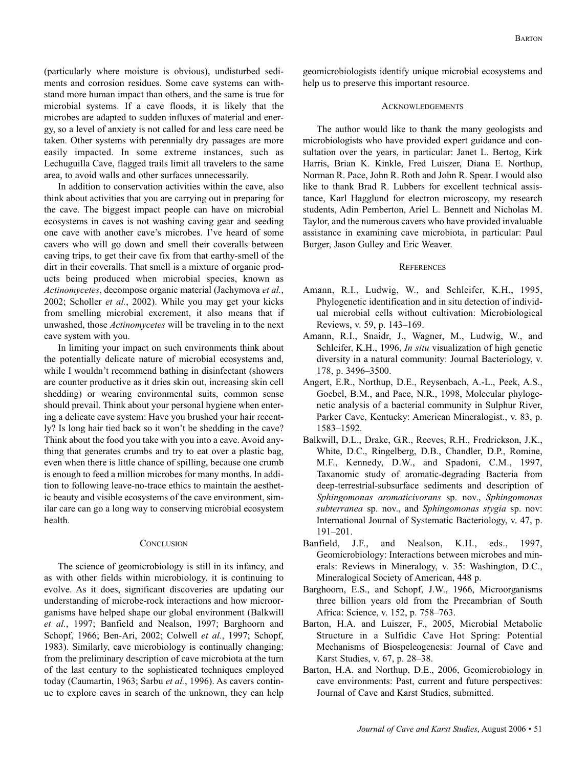(particularly where moisture is obvious), undisturbed sediments and corrosion residues. Some cave systems can withstand more human impact than others, and the same is true for microbial systems. If a cave floods, it is likely that the microbes are adapted to sudden influxes of material and energy, so a level of anxiety is not called for and less care need be taken. Other systems with perennially dry passages are more easily impacted. In some extreme instances, such as Lechuguilla Cave, flagged trails limit all travelers to the same area, to avoid walls and other surfaces unnecessarily.

In addition to conservation activities within the cave, also think about activities that you are carrying out in preparing for the cave. The biggest impact people can have on microbial ecosystems in caves is not washing caving gear and seeding one cave with another cave's microbes. I've heard of some cavers who will go down and smell their coveralls between caving trips, to get their cave fix from that earthy-smell of the dirt in their coveralls. That smell is a mixture of organic products being produced when microbial species, known as *Actinomycetes*, decompose organic material (Jachymova *et al.*, 2002; Scholler *et al.*, 2002). While you may get your kicks from smelling microbial excrement, it also means that if unwashed, those *Actinomycetes* will be traveling in to the next cave system with you.

In limiting your impact on such environments think about the potentially delicate nature of microbial ecosystems and, while I wouldn't recommend bathing in disinfectant (showers are counter productive as it dries skin out, increasing skin cell shedding) or wearing environmental suits, common sense should prevail. Think about your personal hygiene when entering a delicate cave system: Have you brushed your hair recently? Is long hair tied back so it won't be shedding in the cave? Think about the food you take with you into a cave. Avoid anything that generates crumbs and try to eat over a plastic bag, even when there is little chance of spilling, because one crumb is enough to feed a million microbes for many months. In addition to following leave-no-trace ethics to maintain the aesthetic beauty and visible ecosystems of the cave environment, similar care can go a long way to conserving microbial ecosystem health.

## Conclusion

The science of geomicrobiology is still in its infancy, and as with other fields within microbiology, it is continuing to evolve. As it does, significant discoveries are updating our understanding of microbe-rock interactions and how microorganisms have helped shape our global environment (Balkwill *et al.*, 1997; Banfield and Nealson, 1997; Barghoorn and Schopf, 1966; Ben-Ari, 2002; Colwell *et al.*, 1997; Schopf, 1983). Similarly, cave microbiology is continually changing; from the preliminary description of cave microbiota at the turn of the last century to the sophisticated techniques employed today (Caumartin, 1963; Sarbu *et al.*, 1996). As cavers continue to explore caves in search of the unknown, they can help geomicrobiologists identify unique microbial ecosystems and help us to preserve this important resource.

## Acknowledgements

The author would like to thank the many geologists and microbiologists who have provided expert guidance and consultation over the years, in particular: Janet L. Bertog, Kirk Harris, Brian K. Kinkle, Fred Luiszer, Diana E. Northup, Norman R. Pace, John R. Roth and John R. Spear. I would also like to thank Brad R. Lubbers for excellent technical assistance, Karl Hagglund for electron microscopy, my research students, Adin Pemberton, Ariel L. Bennett and Nicholas M. Taylor, and the numerous cavers who have provided invaluable assistance in examining cave microbiota, in particular: Paul Burger, Jason Gulley and Eric Weaver.

## References

Amann, R.I., Ludwig, W., and Schleifer, K.H., 1995, Phylogenetic identification and in situ detection of individual microbial cells without cultivation: Microbiological Reviews, v. 59, p. 143–169.

Amann, R.I., Snaidr, J., Wagner, M., Ludwig, W., and Schleifer, K.H., 1996, *In situ* visualization of high genetic diversity in a natural community: Journal Bacteriology, v. 178, p. 3496–3500.

Angert, E.R., Northup, D.E., Reysenbach, A.-L., Peek, A.S., Goebel, B.M., and Pace, N.R., 1998, Molecular phylogenetic analysis of a bacterial community in Sulphur River, Parker Cave, Kentucky: American Mineralogist., v. 83, p. 1583–1592.

Balkwill, D.L., Drake, G.R., Reeves, R.H., Fredrickson, J.K., White, D.C., Ringelberg, D.B., Chandler, D.P., Romine, M.F., Kennedy, D.W., and Spadoni, C.M., 1997, Taxanomic study of aromatic-degrading Bacteria from deep-terrestrial-subsurface sediments and description of *Sphingomonas aromaticivorans* sp. nov., *Sphingomonas subterranea* sp. nov., and *Sphingomonas stygia* sp. nov: International Journal of Systematic Bacteriology, v. 47, p. 191–201.

Banfield, J.F., and Nealson, K.H., eds., 1997, Geomicrobiology: Interactions between microbes and minerals: Reviews in Mineralogy, v. 35: Washington, D.C., Mineralogical Society of American, 448 p.

Barghoorn, E.S., and Schopf, J.W., 1966, Microorganisms three billion years old from the Precambrian of South Africa: Science, v. 152, p. 758–763.

Barton, H.A. and Luiszer, F., 2005, Microbial Metabolic Structure in a Sulfidic Cave Hot Spring: Potential Mechanisms of Biospeleogenesis: Journal of Cave and Karst Studies, v. 67, p. 28–38.

Barton, H.A. and Northup, D.E., 2006, Geomicrobiology in cave environments: Past, current and future perspectives: Journal of Cave and Karst Studies, submitted.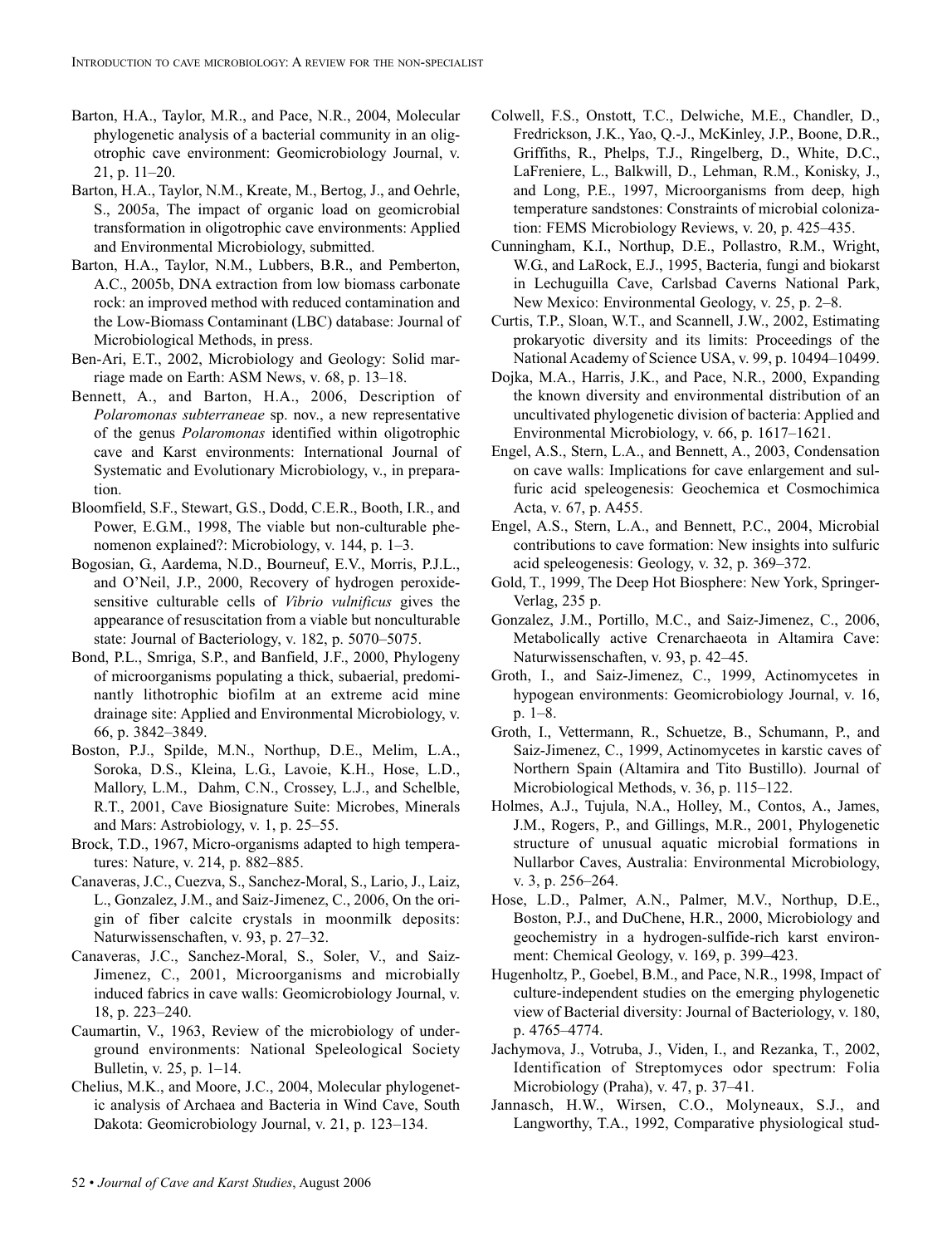Barton, H.A., Taylor, M.R., and Pace, N.R., 2004, Molecular phylogenetic analysis of a bacterial community in an oligotrophic cave environment: Geomicrobiology Journal, v. 21, p. 11–20.

Barton, H.A., Taylor, N.M., Kreate, M., Bertog, J., and Oehrle, S., 2005a, The impact of organic load on geomicrobial transformation in oligotrophic cave environments: Applied and Environmental Microbiology, submitted.

Barton, H.A., Taylor, N.M., Lubbers, B.R., and Pemberton, A.C., 2005b, DNA extraction from low biomass carbonate rock: an improved method with reduced contamination and the Low-Biomass Contaminant (LBC) database: Journal of Microbiological Methods, in press.

Ben-Ari, E.T., 2002, Microbiology and Geology: Solid marriage made on Earth: ASM News, v. 68, p. 13–18.

Bennett, A., and Barton, H.A., 2006, Description of *Polaromonas subterraneae* sp. nov., a new representative of the genus *Polaromonas* identified within oligotrophic cave and Karst environments: International Journal of Systematic and Evolutionary Microbiology, v., in preparation.

Bloomfield, S.F., Stewart, G.S., Dodd, C.E.R., Booth, I.R., and Power, E.G.M., 1998, The viable but non-culturable phenomenon explained?: Microbiology, v. 144, p. 1–3.

Bogosian, G., Aardema, N.D., Bourneuf, E.V., Morris, P.J.L., and O'Neil, J.P., 2000, Recovery of hydrogen peroxide-sensitive culturable cells of *Vibrio vulnificus* gives the appearance of resuscitation from a viable but nonculturable state: Journal of Bacteriology, v. 182, p. 5070–5075.

Bond, P.L., Smriga, S.P., and Banfield, J.F., 2000, Phylogeny of microorganisms populating a thick, subaerial, predominantly lithotrophic biofilm at an extreme acid mine drainage site: Applied and Environmental Microbiology, v. 66, p. 3842–3849.

Boston, P.J., Spilde, M.N., Northup, D.E., Melim, L.A., Soroka, D.S., Kleina, L.G., Lavoie, K.H., Hose, L.D., Mallory, L.M., Dahm, C.N., Crossey, L.J., and Schelble, R.T., 2001, Cave Biosignature Suite: Microbes, Minerals and Mars: Astrobiology, v. 1, p. 25–55.

Brock, T.D., 1967, Micro-organisms adapted to high temperatures: Nature, v. 214, p. 882–885.

Canaveras, J.C., Cuezva, S., Sanchez-Moral, S., Lario, J., Laiz, L., Gonzalez, J.M., and Saiz-Jimenez, C., 2006, On the origin of fiber calcite crystals in moonmilk deposits: Naturwissenschaften, v. 93, p. 27–32.

Canaveras, J.C., Sanchez-Moral, S., Soler, V., and Saiz-Jimenez, C., 2001, Microorganisms and microbially induced fabrics in cave walls: Geomicrobiology Journal, v. 18, p. 223–240.

Caumartin, V., 1963, Review of the microbiology of underground environments: National Speleological Society Bulletin, v. 25, p. 1–14.

Chelius, M.K., and Moore, J.C., 2004, Molecular phylogenetic analysis of Archaea and Bacteria in Wind Cave, South Dakota: Geomicrobiology Journal, v. 21, p. 123–134.

Colwell, F.S., Onstott, T.C., Delwiche, M.E., Chandler, D., Fredrickson, J.K., Yao, Q.-J., McKinley, J.P., Boone, D.R., Griffiths, R., Phelps, T.J., Ringelberg, D., White, D.C., LaFreniere, L., Balkwill, D., Lehman, R.M., Konisky, J., and Long, P.E., 1997, Microorganisms from deep, high temperature sandstones: Constraints of microbial colonization: FEMS Microbiology Reviews, v. 20, p. 425–435.

Cunningham, K.I., Northup, D.E., Pollastro, R.M., Wright, W.G., and LaRock, E.J., 1995, Bacteria, fungi and biokarst in Lechuguilla Cave, Carlsbad Caverns National Park, New Mexico: Environmental Geology, v. 25, p. 2–8.

Curtis, T.P., Sloan, W.T., and Scannell, J.W., 2002, Estimating prokaryotic diversity and its limits: Proceedings of the National Academy of Science USA, v. 99, p. 10494–10499.

Dojka, M.A., Harris, J.K., and Pace, N.R., 2000, Expanding the known diversity and environmental distribution of an uncultivated phylogenetic division of bacteria: Applied and Environmental Microbiology, v. 66, p. 1617–1621.

Engel, A.S., Stern, L.A., and Bennett, A., 2003, Condensation on cave walls: Implications for cave enlargement and sulfuric acid speleogenesis: Geochemica et Cosmochimica Acta, v. 67, p. A455.

Engel, A.S., Stern, L.A., and Bennett, P.C., 2004, Microbial contributions to cave formation: New insights into sulfuric acid speleogenesis: Geology, v. 32, p. 369–372.

Gold, T., 1999, The Deep Hot Biosphere: New York, Springer-Verlag, 235 p.

Gonzalez, J.M., Portillo, M.C., and Saiz-Jimenez, C., 2006, Metabolically active Crenarchaeota in Altamira Cave: Naturwissenschaften, v. 93, p. 42–45.

Groth, I., and Saiz-Jimenez, C., 1999, Actinomycetes in hypogean environments: Geomicrobiology Journal, v. 16, p. 1–8.

Groth, I., Vettermann, R., Schuetze, B., Schumann, P., and Saiz-Jimenez, C., 1999, Actinomycetes in karstic caves of Northern Spain (Altamira and Tito Bustillo). Journal of Microbiological Methods, v. 36, p. 115–122.

Holmes, A.J., Tujula, N.A., Holley, M., Contos, A., James, J.M., Rogers, P., and Gillings, M.R., 2001, Phylogenetic structure of unusual aquatic microbial formations in Nullarbor Caves, Australia: Environmental Microbiology, v. 3, p. 256–264.

Hose, L.D., Palmer, A.N., Palmer, M.V., Northup, D.E., Boston, P.J., and DuChene, H.R., 2000, Microbiology and geochemistry in a hydrogen-sulfide-rich karst environment: Chemical Geology, v. 169, p. 399–423.

Hugenholtz, P., Goebel, B.M., and Pace, N.R., 1998, Impact of culture-independent studies on the emerging phylogenetic view of Bacterial diversity: Journal of Bacteriology, v. 180, p. 4765–4774.

Jachymova, J., Votruba, J., Viden, I., and Rezanka, T., 2002, Identification of Streptomyces odor spectrum: Folia Microbiology (Praha), v. 47, p. 37–41.

Jannasch, H.W., Wirsen, C.O., Molyneaux, S.J., and Langworthy, T.A., 1992, Comparative physiological stud-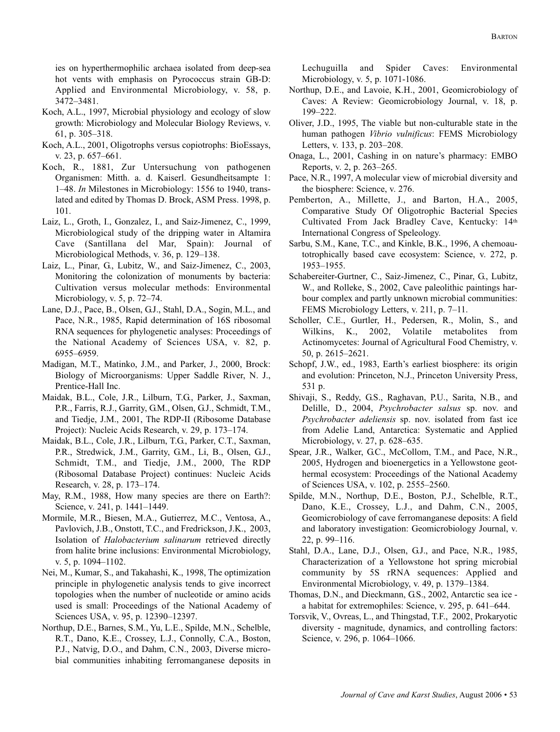ies on hyperthermophilic archaea isolated from deep-sea hot vents with emphasis on Pyrococcus strain GB-D: Applied and Environmental Microbiology, v. 58, p. 3472–3481.

Koch, A.L., 1997, Microbial physiology and ecology of slow growth: Microbiology and Molecular Biology Reviews, v. 61, p. 305–318.

Koch, A.L., 2001, Oligotrophs versus copiotrophs: BioEssays, v. 23, p. 657–661.

Koch, R., 1881, Zur Untersuchung von pathogenen Organismen: Mitth. a. d. Kaiserl. Gesundheitsampte 1: 1–48. *In* Milestones in Microbiology: 1556 to 1940, translated and edited by Thomas D. Brock, ASM Press. 1998, p. 101.

Laiz, L., Groth, I., Gonzalez, I., and Saiz-Jimenez, C., 1999, Microbiological study of the dripping water in Altamira Cave (Santillana del Mar, Spain): Journal of Microbiological Methods, v. 36, p. 129–138.

Laiz, L., Pinar, G., Lubitz, W., and Saiz-Jimenez, C., 2003, Monitoring the colonization of monuments by bacteria: Cultivation versus molecular methods: Environmental Microbiology, v. 5, p. 72–74.

Lane, D.J., Pace, B., Olsen, G.J., Stahl, D.A., Sogin, M.L., and Pace, N.R., 1985, Rapid determination of 16S ribosomal RNA sequences for phylogenetic analyses: Proceedings of the National Academy of Sciences USA, v. 82, p. 6955–6959.

Madigan, M.T., Matinko, J.M., and Parker, J., 2000, Brock: Biology of Microorganisms: Upper Saddle River, N. J., Prentice-Hall Inc.

Maidak, B.L., Cole, J.R., Lilburn, T.G., Parker, J., Saxman, P.R., Farris, R.J., Garrity, G.M., Olsen, G.J., Schmidt, T.M., and Tiedje, J.M., 2001, The RDP-II (Ribosome Database Project): Nucleic Acids Research, v. 29, p. 173–174.

Maidak, B.L., Cole, J.R., Lilburn, T.G., Parker, C.T., Saxman, P.R., Stredwick, J.M., Garrity, G.M., Li, B., Olsen, G.J., Schmidt, T.M., and Tiedje, J.M., 2000, The RDP (Ribosomal Database Project) continues: Nucleic Acids Research, v. 28, p. 173–174.

May, R.M., 1988, How many species are there on Earth?: Science, v. 241, p. 1441–1449.

Mormile, M.R., Biesen, M.A., Gutierrez, M.C., Ventosa, A., Pavlovich, J.B., Onstott, T.C., and Fredrickson, J.K., 2003, Isolation of *Halobacterium salinarum* retrieved directly from halite brine inclusions: Environmental Microbiology, v. 5, p. 1094–1102.

Nei, M., Kumar, S., and Takahashi, K., 1998, The optimization principle in phylogenetic analysis tends to give incorrect topologies when the number of nucleotide or amino acids used is small: Proceedings of the National Academy of Sciences USA, v. 95, p. 12390–12397.

Northup, D.E., Barnes, S.M., Yu, L.E., Spilde, M.N., Schelble, R.T., Dano, K.E., Crossey, L.J., Connolly, C.A., Boston, P.J., Natvig, D.O., and Dahm, C.N., 2003, Diverse microbial communities inhabiting ferromanganese deposits in Lechuguilla and Spider Caves: Environmental Microbiology, v. 5, p. 1071-1086.

Northup, D.E., and Lavoie, K.H., 2001, Geomicrobiology of Caves: A Review: Geomicrobiology Journal, v. 18, p. 199–222.

Oliver, J.D., 1995, The viable but non-culturable state in the human pathogen *Vibrio vulnificus*: FEMS Microbiology Letters, v. 133, p. 203–208.

Onaga, L., 2001, Cashing in on nature's pharmacy: EMBO Reports, v. 2, p. 263–265.

Pace, N.R., 1997, A molecular view of microbial diversity and the biosphere: Science, v. 276.

Pemberton, A., Millette, J., and Barton, H.A., 2005, Comparative Study Of Oligotrophic Bacterial Species Cultivated From Jack Bradley Cave, Kentucky: 14th International Congress of Speleology.

Sarbu, S.M., Kane, T.C., and Kinkle, B.K., 1996, A chemoautotrophically based cave ecosystem: Science, v. 272, p. 1953–1955.

Schabereiter-Gurtner, C., Saiz-Jimenez, C., Pinar, G., Lubitz, W., and Rolleke, S., 2002, Cave paleolithic paintings harbour complex and partly unknown microbial communities: FEMS Microbiology Letters, v. 211, p. 7–11.

Scholler, C.E., Gurtler, H., Pedersen, R., Molin, S., and Wilkins, K., 2002, Volatile metabolites from Actinomycetes: Journal of Agricultural Food Chemistry, v. 50, p. 2615–2621.

Schopf, J.W., ed., 1983, Earth's earliest biosphere: its origin and evolution: Princeton, N.J., Princeton University Press, 531 p.

Shivaji, S., Reddy, G.S., Raghavan, P.U., Sarita, N.B., and Delille, D., 2004, *Psychrobacter salsus* sp. nov. and *Psychrobacter adeliensis* sp. nov. isolated from fast ice from Adelie Land, Antarctica: Systematic and Applied Microbiology, v. 27, p. 628–635.

Spear, J.R., Walker, G.C., McCollom, T.M., and Pace, N.R., 2005, Hydrogen and bioenergetics in a Yellowstone geothermal ecosystem: Proceedings of the National Academy of Sciences USA, v. 102, p. 2555–2560.

Spilde, M.N., Northup, D.E., Boston, P.J., Schelble, R.T., Dano, K.E., Crossey, L.J., and Dahm, C.N., 2005, Geomicrobiology of cave ferromanganese deposits: A field and laboratory investigation: Geomicrobiology Journal, v. 22, p. 99–116.

Stahl, D.A., Lane, D.J., Olsen, G.J., and Pace, N.R., 1985, Characterization of a Yellowstone hot spring microbial community by 5S rRNA sequences: Applied and Environmental Microbiology, v. 49, p. 1379–1384.

Thomas, D.N., and Dieckmann, G.S., 2002, Antarctic sea ice - a habitat for extremophiles: Science, v. 295, p. 641–644.

Torsvik, V., Ovreas, L., and Thingstad, T.F., 2002, Prokaryotic diversity - magnitude, dynamics, and controlling factors: Science, v. 296, p. 1064–1066.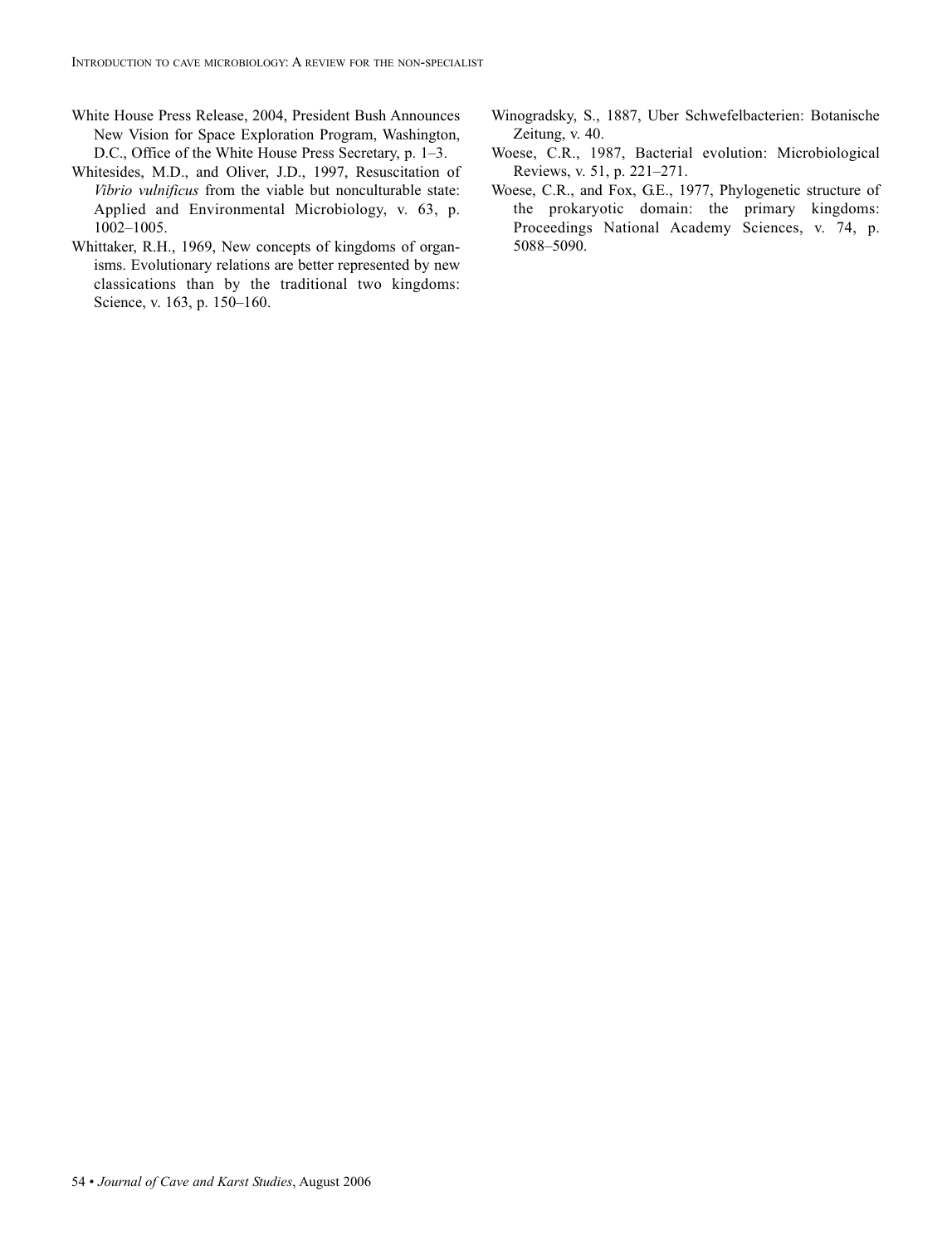White House Press Release, 2004, President Bush Announces New Vision for Space Exploration Program, Washington, D.C., Office of the White House Press Secretary, p. 1–3.

Whitesides, M.D., and Oliver, J.D., 1997, Resuscitation of *Vibrio vulnificus* from the viable but nonculturable state: Applied and Environmental Microbiology, v. 63, p. 1002–1005.

Whittaker, R.H., 1969, New concepts of kingdoms of organisms. Evolutionary relations are better represented by new classications than by the traditional two kingdoms: Science, v. 163, p. 150–160.

Winogradsky, S., 1887, Uber Schwefelbacterien: Botanische Zeitung, v. 40.

Woese, C.R., 1987, Bacterial evolution: Microbiological Reviews, v. 51, p. 221–271.

Woese, C.R., and Fox, G.E., 1977, Phylogenetic structure of the prokaryotic domain: the primary kingdoms: Proceedings National Academy Sciences, v. 74, p. 5088–5090.